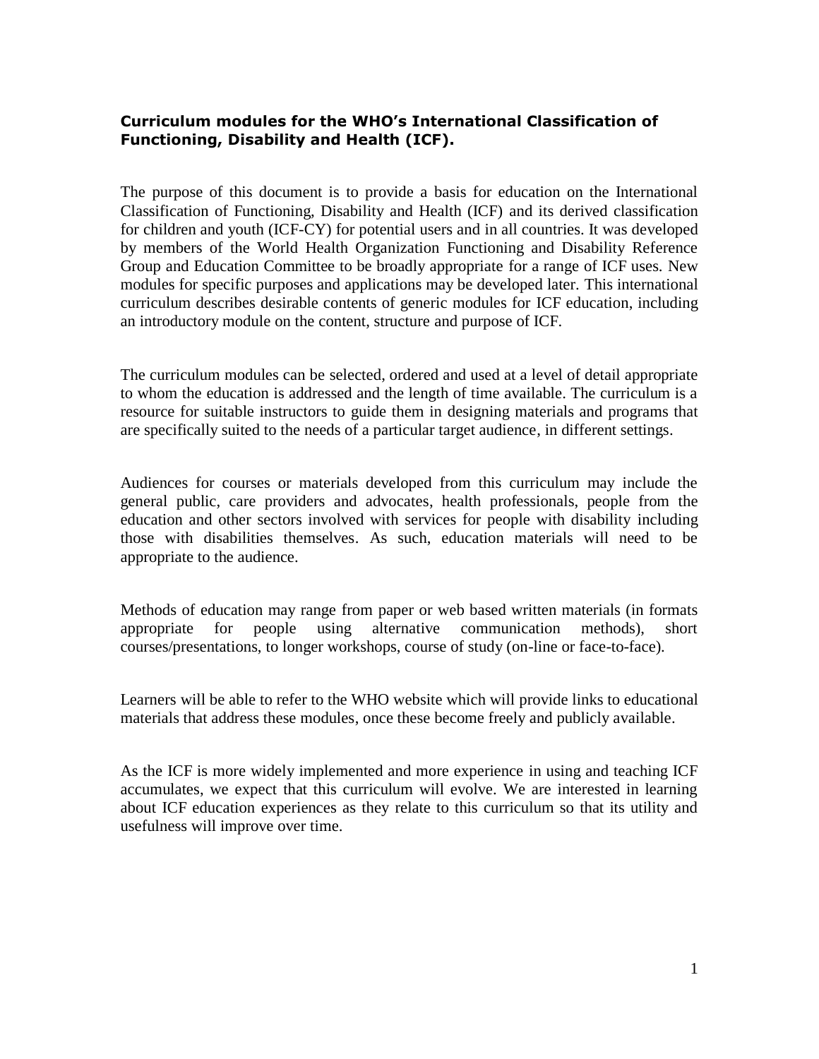**Curriculum modules for the WHO's International Classification of Functioning, Disability and Health (ICF).**

The purpose of this document is to provide a basis for education on the International Classification of Functioning, Disability and Health (ICF) and its derived classification for children and youth (ICF-CY) for potential users and in all countries. It was developed by members of the World Health Organization Functioning and Disability Reference Group and Education Committee to be broadly appropriate for a range of ICF uses. New modules for specific purposes and applications may be developed later. This international curriculum describes desirable contents of generic modules for ICF education, including an introductory module on the content, structure and purpose of ICF.

The curriculum modules can be selected, ordered and used at a level of detail appropriate to whom the education is addressed and the length of time available. The curriculum is a resource for suitable instructors to guide them in designing materials and programs that are specifically suited to the needs of a particular target audience, in different settings.

Audiences for courses or materials developed from this curriculum may include the general public, care providers and advocates, health professionals, people from the education and other sectors involved with services for people with disability including those with disabilities themselves. As such, education materials will need to be appropriate to the audience.

Methods of education may range from paper or web based written materials (in formats appropriate for people using alternative communication methods), short courses/presentations, to longer workshops, course of study (on-line or face-to-face).

Learners will be able to refer to the WHO website which will provide links to educational materials that address these modules, once these become freely and publicly available.

As the ICF is more widely implemented and more experience in using and teaching ICF accumulates, we expect that this curriculum will evolve. We are interested in learning about ICF education experiences as they relate to this curriculum so that its utility and usefulness will improve over time.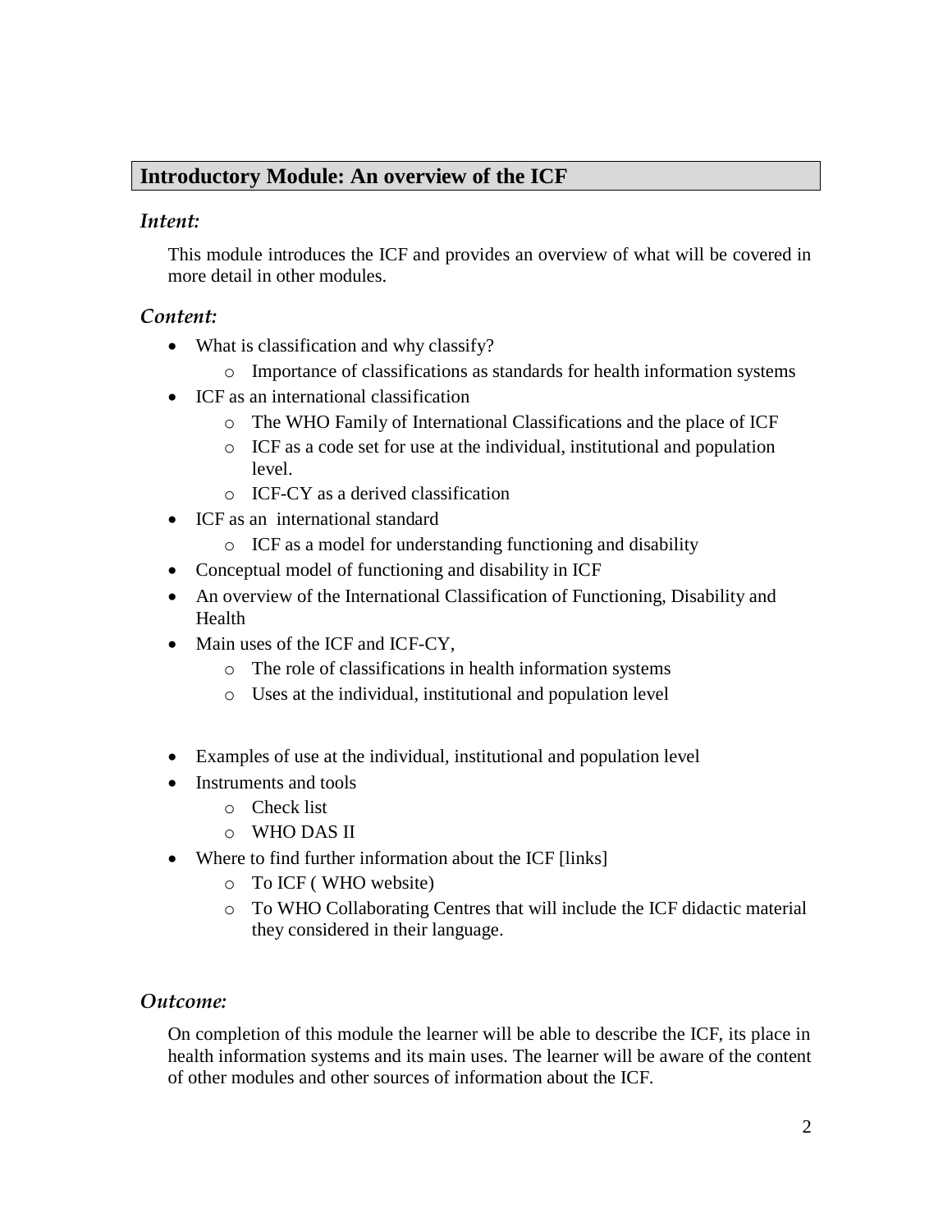## Introductory Module: An overview of the ICF

### *Intent:*

This module introduces the ICF and provides an overview of what will be covered in more detail in other modules.

### *Content:*

- What is classification and why classify?
    - Importance of classifications as standards for health information systems
- ICF as an international classification
    - The WHO Family of International Classifications and the place of ICF
    - ICF as a code set for use at the individual, institutional and population level.
    - ICF-CY as a derived classification
- ICF as an international standard
    - ICF as a model for understanding functioning and disability
- Conceptual model of functioning and disability in ICF
- An overview of the International Classification of Functioning, Disability and Health
- Main uses of the ICF and ICF-CY,
    - The role of classifications in health information systems
    - Uses at the individual, institutional and population level
- Examples of use at the individual, institutional and population level
- Instruments and tools
    - Check list
    - WHO DAS II
- Where to find further information about the ICF [links]
    - To ICF ( WHO website)
    - To WHO Collaborating Centres that will include the ICF didactic material they considered in their language.

### *Outcome:*

On completion of this module the learner will be able to describe the ICF, its place in health information systems and its main uses. The learner will be aware of the content of other modules and other sources of information about the ICF.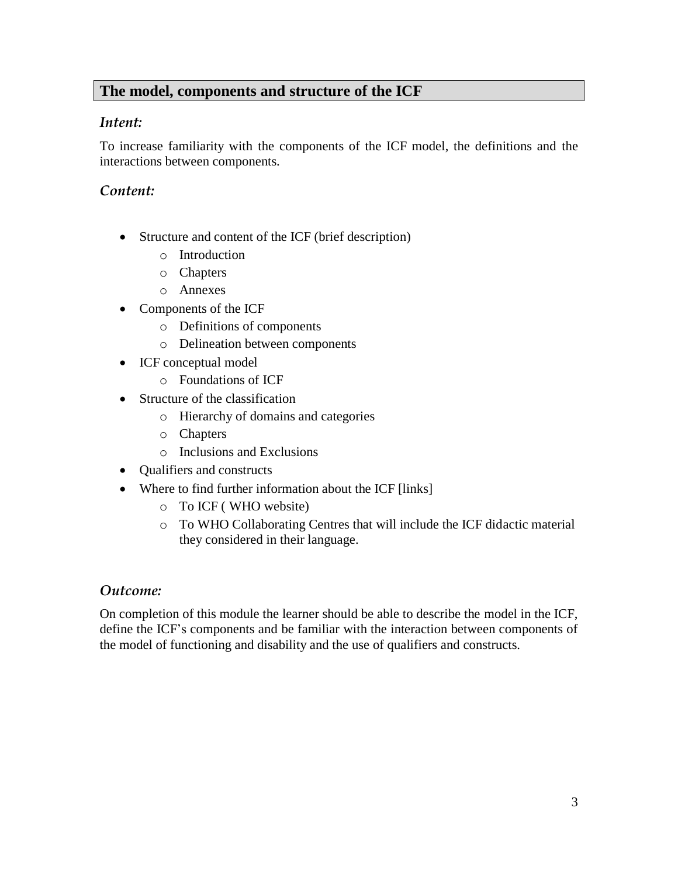## The model, components and structure of the ICF

### *Intent:*

To increase familiarity with the components of the ICF model, the definitions and the interactions between components.

### *Content:*

- Structure and content of the ICF (brief description)
  - Introduction
  - Chapters
  - Annexes
- Components of the ICF
  - Definitions of components
  - Delineation between components
- ICF conceptual model
  - Foundations of ICF
- Structure of the classification
  - Hierarchy of domains and categories
  - Chapters
  - Inclusions and Exclusions
- Qualifiers and constructs
- Where to find further information about the ICF [links]
  - To ICF ( WHO website)
  - To WHO Collaborating Centres that will include the ICF didactic material they considered in their language.

### *Outcome:*

On completion of this module the learner should be able to describe the model in the ICF, define the ICF's components and be familiar with the interaction between components of the model of functioning and disability and the use of qualifiers and constructs.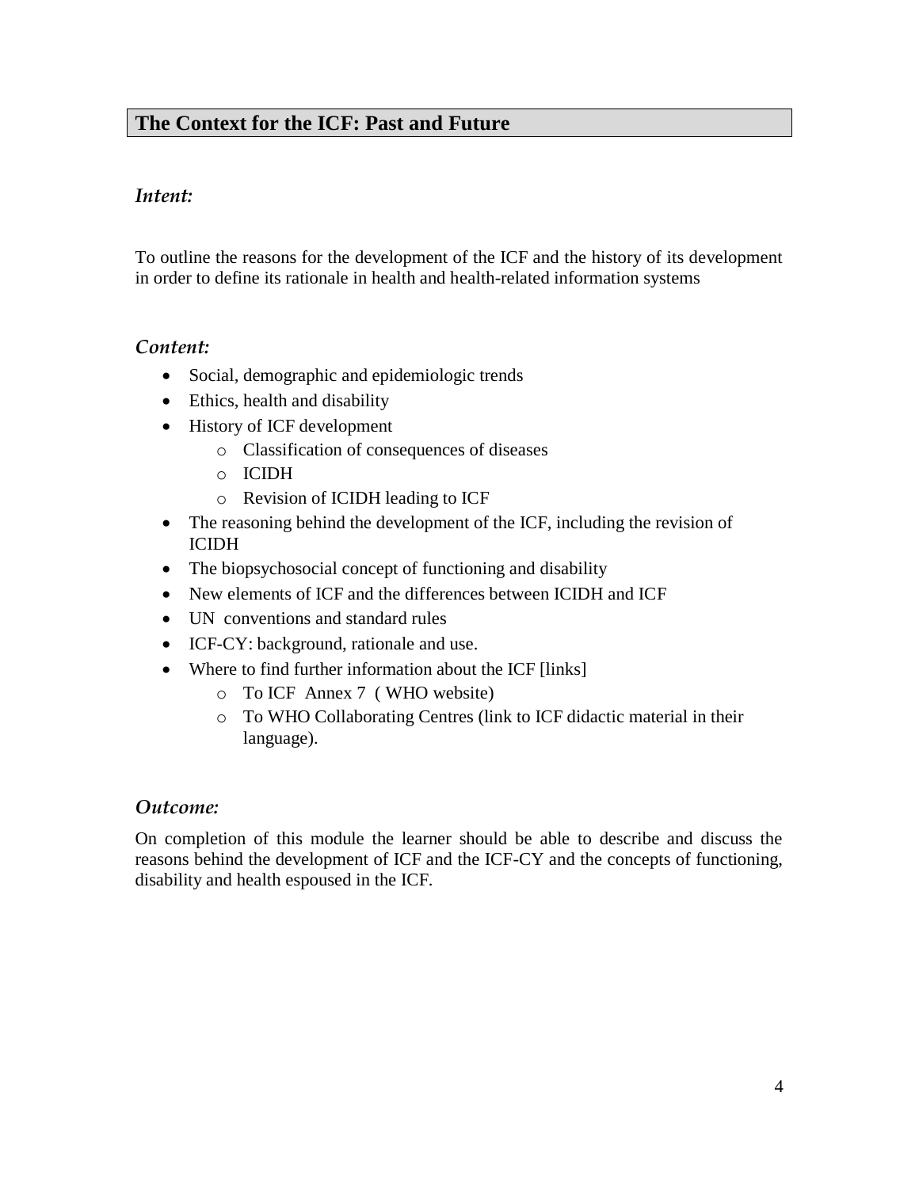## The Context for the ICF: Past and Future

### *Intent:*

To outline the reasons for the development of the ICF and the history of its development in order to define its rationale in health and health-related information systems

### *Content:*

- Social, demographic and epidemiologic trends
- Ethics, health and disability
- History of ICF development
  - Classification of consequences of diseases
  - ICIDH
  - Revision of ICIDH leading to ICF
- The reasoning behind the development of the ICF, including the revision of ICIDH
- The biopsychosocial concept of functioning and disability
- New elements of ICF and the differences between ICIDH and ICF
- UN conventions and standard rules
- ICF-CY: background, rationale and use.
- Where to find further information about the ICF [links]
  - To ICF Annex 7 ( WHO website)
  - To WHO Collaborating Centres (link to ICF didactic material in their language).

### *Outcome:*

On completion of this module the learner should be able to describe and discuss the reasons behind the development of ICF and the ICF-CY and the concepts of functioning, disability and health espoused in the ICF.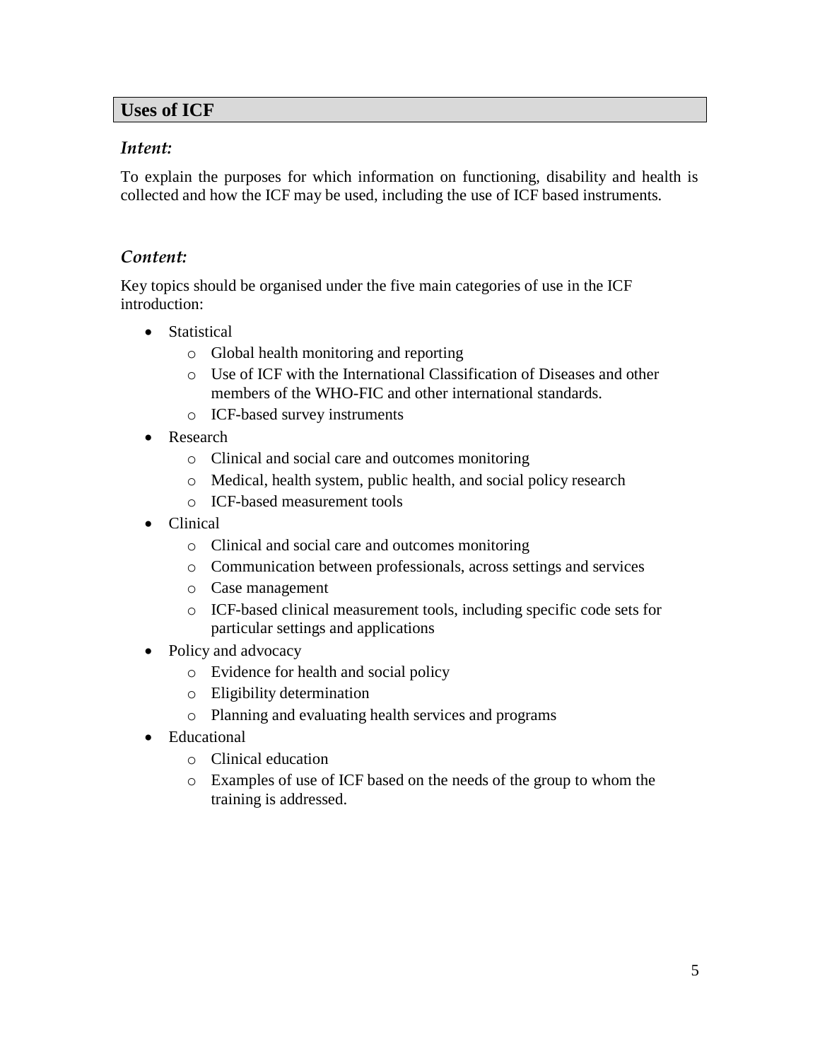## Uses of ICF

### *Intent:*

To explain the purposes for which information on functioning, disability and health is collected and how the ICF may be used, including the use of ICF based instruments.

### *Content:*

Key topics should be organised under the five main categories of use in the ICF introduction:

- Statistical
  - Global health monitoring and reporting
  - Use of ICF with the International Classification of Diseases and other members of the WHO-FIC and other international standards.
  - ICF-based survey instruments
- Research
  - Clinical and social care and outcomes monitoring
  - Medical, health system, public health, and social policy research
  - ICF-based measurement tools
- Clinical
  - Clinical and social care and outcomes monitoring
  - Communication between professionals, across settings and services
  - Case management
  - ICF-based clinical measurement tools, including specific code sets for particular settings and applications
- Policy and advocacy
  - Evidence for health and social policy
  - Eligibility determination
  - Planning and evaluating health services and programs
- Educational
  - Clinical education
  - Examples of use of ICF based on the needs of the group to whom the training is addressed.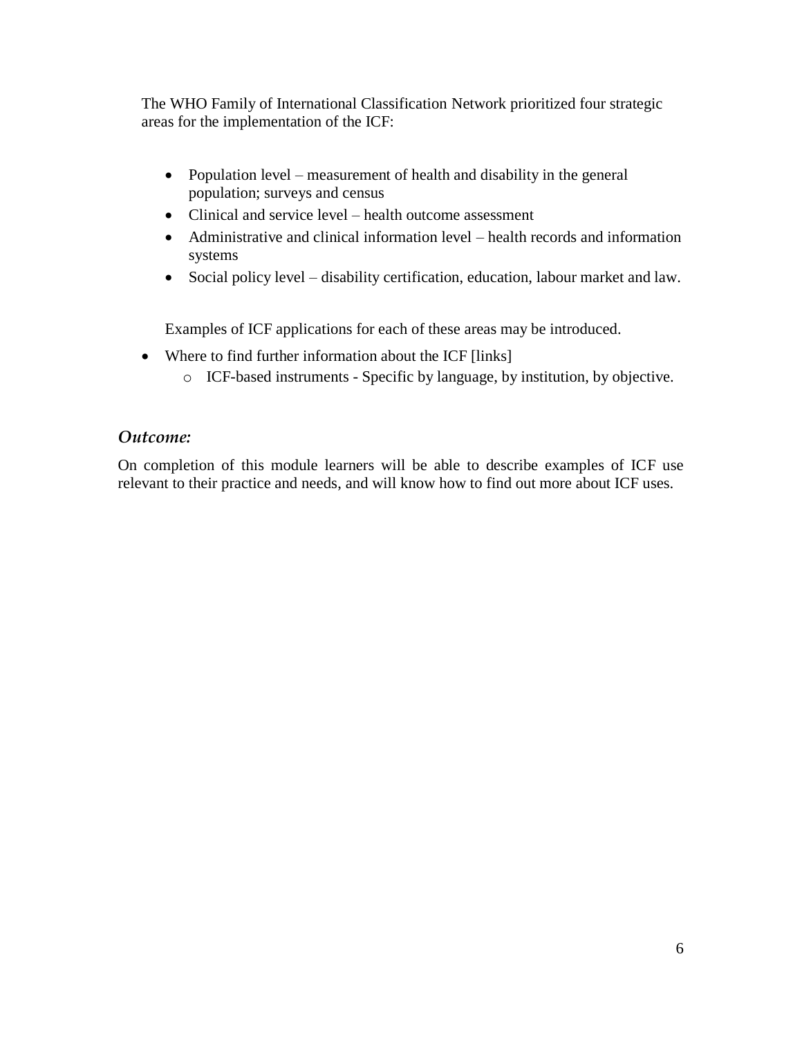The WHO Family of International Classification Network prioritized four strategic areas for the implementation of the ICF:

- Population level – measurement of health and disability in the general population; surveys and census
- Clinical and service level – health outcome assessment
- Administrative and clinical information level – health records and information systems
- Social policy level – disability certification, education, labour market and law.

Examples of ICF applications for each of these areas may be introduced.

- Where to find further information about the ICF [links]
    - ICF-based instruments - Specific by language, by institution, by objective.

### *Outcome:*

On completion of this module learners will be able to describe examples of ICF use relevant to their practice and needs, and will know how to find out more about ICF uses.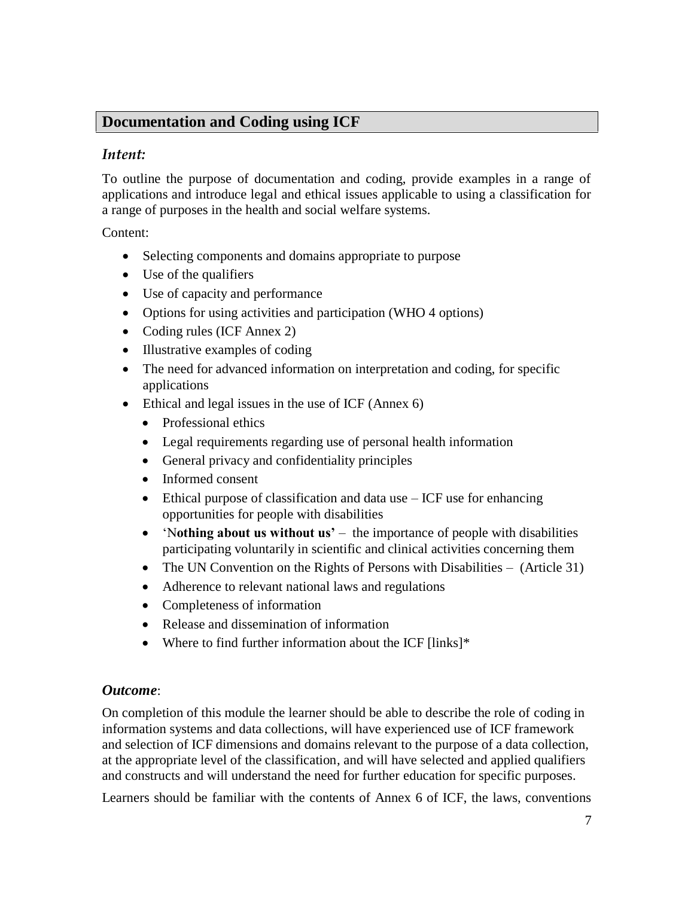## Documentation and Coding using ICF

### *Intent:*

To outline the purpose of documentation and coding, provide examples in a range of applications and introduce legal and ethical issues applicable to using a classification for a range of purposes in the health and social welfare systems.

Content:

- Selecting components and domains appropriate to purpose
- Use of the qualifiers
- Use of capacity and performance
- Options for using activities and participation (WHO 4 options)
- Coding rules (ICF Annex 2)
- Illustrative examples of coding
- The need for advanced information on interpretation and coding, for specific applications
- Ethical and legal issues in the use of ICF (Annex 6)
  - Professional ethics
  - Legal requirements regarding use of personal health information
  - General privacy and confidentiality principles
  - Informed consent
  - Ethical purpose of classification and data use – ICF use for enhancing opportunities for people with disabilities
  - 'N**othing about us without us'** – the importance of people with disabilities participating voluntarily in scientific and clinical activities concerning them
  - The UN Convention on the Rights of Persons with Disabilities – (Article 31)
  - Adherence to relevant national laws and regulations
  - Completeness of information
  - Release and dissemination of information
  - Where to find further information about the ICF [links]*

### *Outcome*:

On completion of this module the learner should be able to describe the role of coding in information systems and data collections, will have experienced use of ICF framework and selection of ICF dimensions and domains relevant to the purpose of a data collection, at the appropriate level of the classification, and will have selected and applied qualifiers and constructs and will understand the need for further education for specific purposes.

Learners should be familiar with the contents of Annex 6 of ICF, the laws, conventions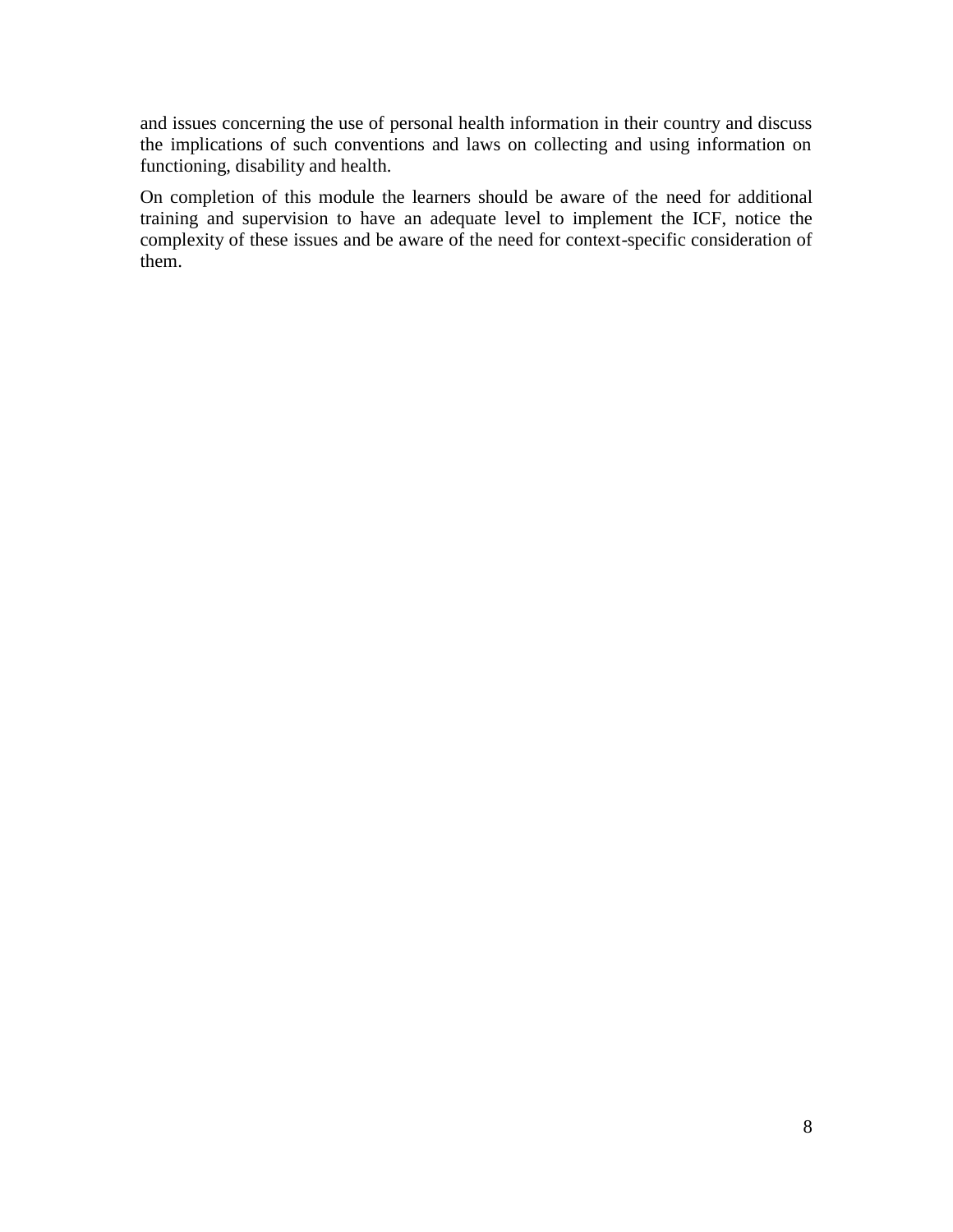and issues concerning the use of personal health information in their country and discuss the implications of such conventions and laws on collecting and using information on functioning, disability and health.

On completion of this module the learners should be aware of the need for additional training and supervision to have an adequate level to implement the ICF, notice the complexity of these issues and be aware of the need for context-specific consideration of them.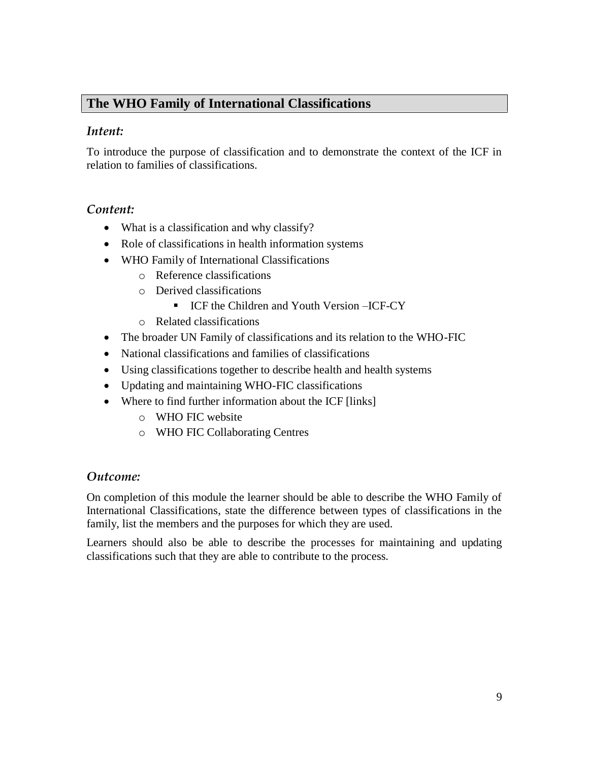## The WHO Family of International Classifications

### *Intent:*

To introduce the purpose of classification and to demonstrate the context of the ICF in relation to families of classifications.

### *Content:*

- What is a classification and why classify?
- Role of classifications in health information systems
- WHO Family of International Classifications
  - Reference classifications
  - Derived classifications
    - ICF the Children and Youth Version –ICF-CY
  - Related classifications
- The broader UN Family of classifications and its relation to the WHO-FIC
- National classifications and families of classifications
- Using classifications together to describe health and health systems
- Updating and maintaining WHO-FIC classifications
- Where to find further information about the ICF [links]
  - WHO FIC website
  - WHO FIC Collaborating Centres

### *Outcome:*

On completion of this module the learner should be able to describe the WHO Family of International Classifications, state the difference between types of classifications in the family, list the members and the purposes for which they are used.

Learners should also be able to describe the processes for maintaining and updating classifications such that they are able to contribute to the process.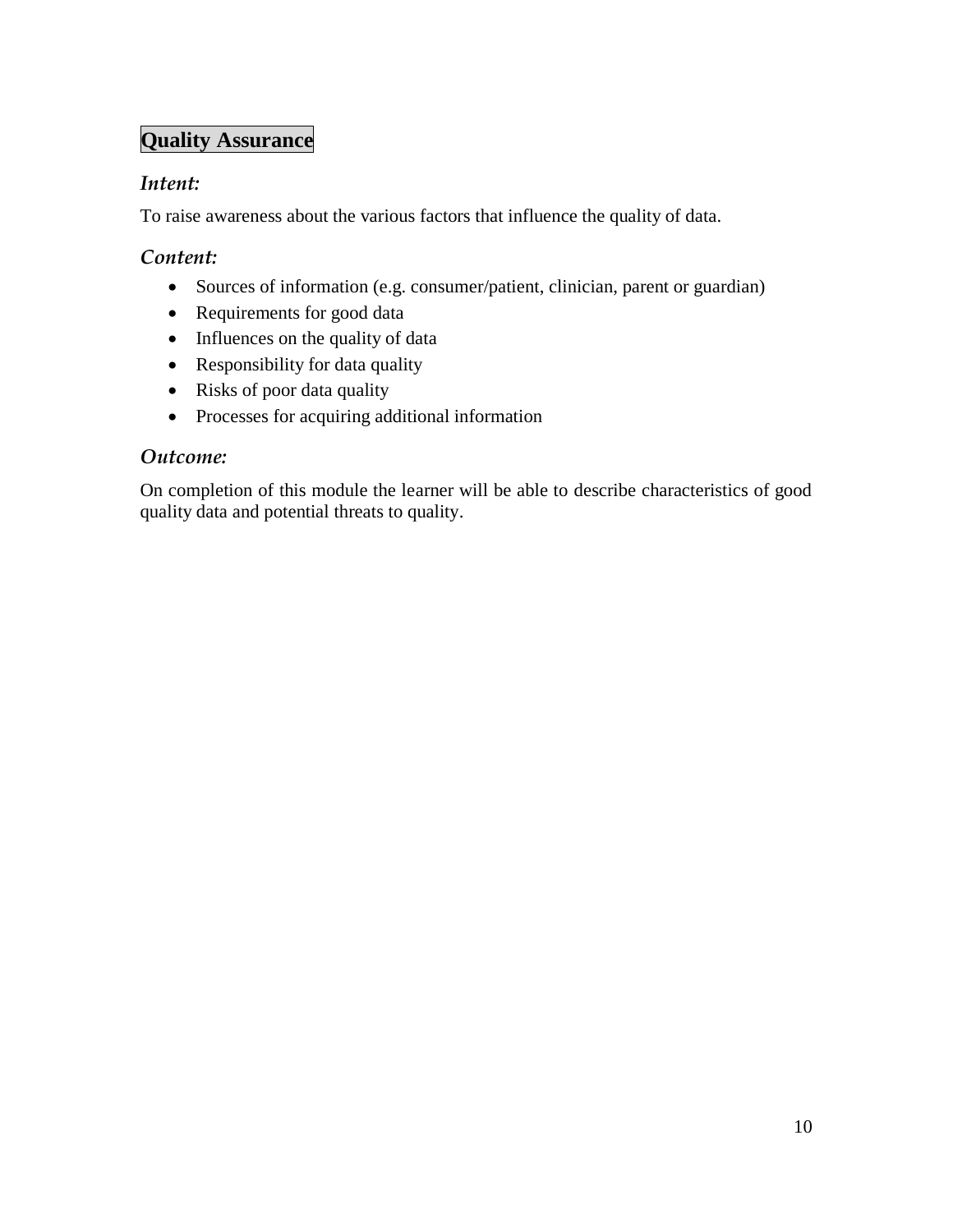## Quality Assurance

### *Intent:*

To raise awareness about the various factors that influence the quality of data.

### *Content:*

- Sources of information (e.g. consumer/patient, clinician, parent or guardian)
- Requirements for good data
- Influences on the quality of data
- Responsibility for data quality
- Risks of poor data quality
- Processes for acquiring additional information

### *Outcome:*

On completion of this module the learner will be able to describe characteristics of good quality data and potential threats to quality.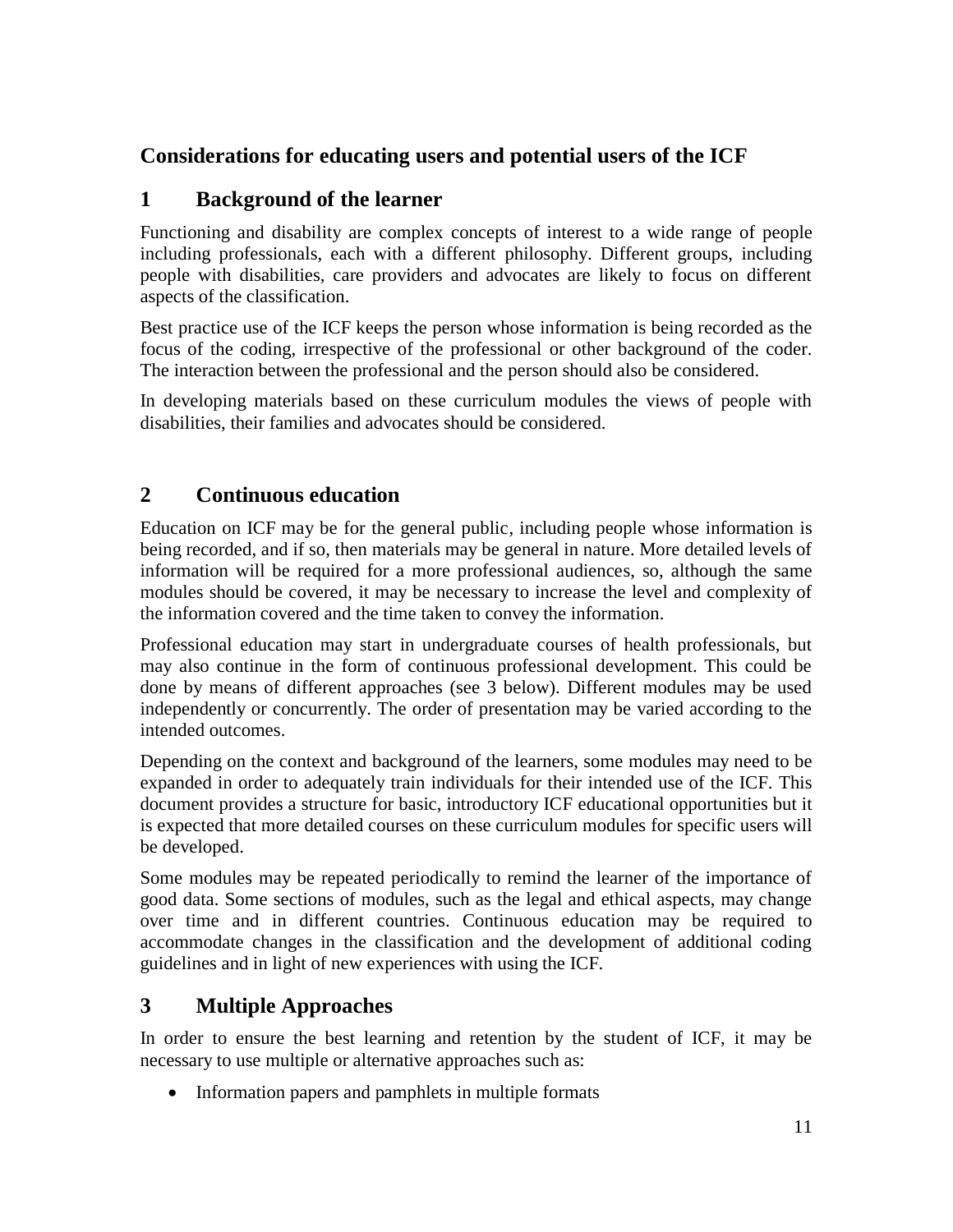## Considerations for educating users and potential users of the ICF

### 1 Background of the learner

Functioning and disability are complex concepts of interest to a wide range of people including professionals, each with a different philosophy. Different groups, including people with disabilities, care providers and advocates are likely to focus on different aspects of the classification.

Best practice use of the ICF keeps the person whose information is being recorded as the focus of the coding, irrespective of the professional or other background of the coder. The interaction between the professional and the person should also be considered.

In developing materials based on these curriculum modules the views of people with disabilities, their families and advocates should be considered.

### 2 Continuous education

Education on ICF may be for the general public, including people whose information is being recorded, and if so, then materials may be general in nature. More detailed levels of information will be required for a more professional audiences, so, although the same modules should be covered, it may be necessary to increase the level and complexity of the information covered and the time taken to convey the information.

Professional education may start in undergraduate courses of health professionals, but may also continue in the form of continuous professional development. This could be done by means of different approaches (see 3 below). Different modules may be used independently or concurrently. The order of presentation may be varied according to the intended outcomes.

Depending on the context and background of the learners, some modules may need to be expanded in order to adequately train individuals for their intended use of the ICF. This document provides a structure for basic, introductory ICF educational opportunities but it is expected that more detailed courses on these curriculum modules for specific users will be developed.

Some modules may be repeated periodically to remind the learner of the importance of good data. Some sections of modules, such as the legal and ethical aspects, may change over time and in different countries. Continuous education may be required to accommodate changes in the classification and the development of additional coding guidelines and in light of new experiences with using the ICF.

### 3 Multiple Approaches

In order to ensure the best learning and retention by the student of ICF, it may be necessary to use multiple or alternative approaches such as:

- Information papers and pamphlets in multiple formats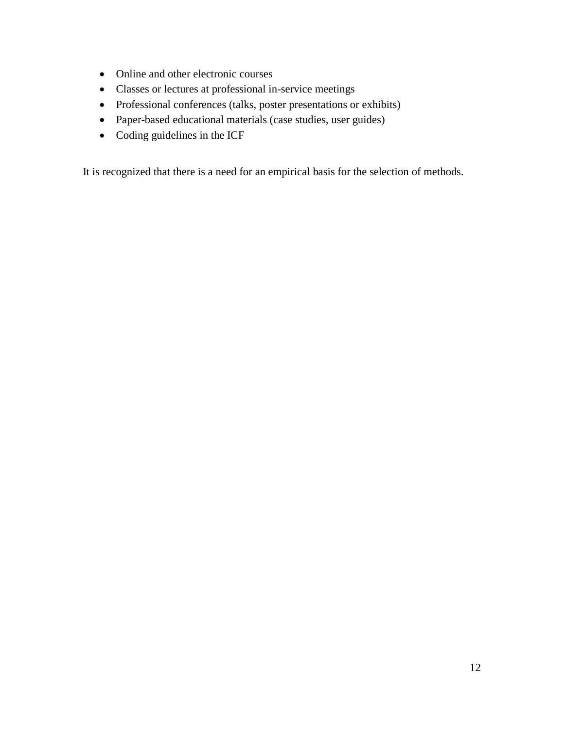- Online and other electronic courses
- Classes or lectures at professional in-service meetings
- Professional conferences (talks, poster presentations or exhibits)
- Paper-based educational materials (case studies, user guides)
- Coding guidelines in the ICF

It is recognized that there is a need for an empirical basis for the selection of methods.